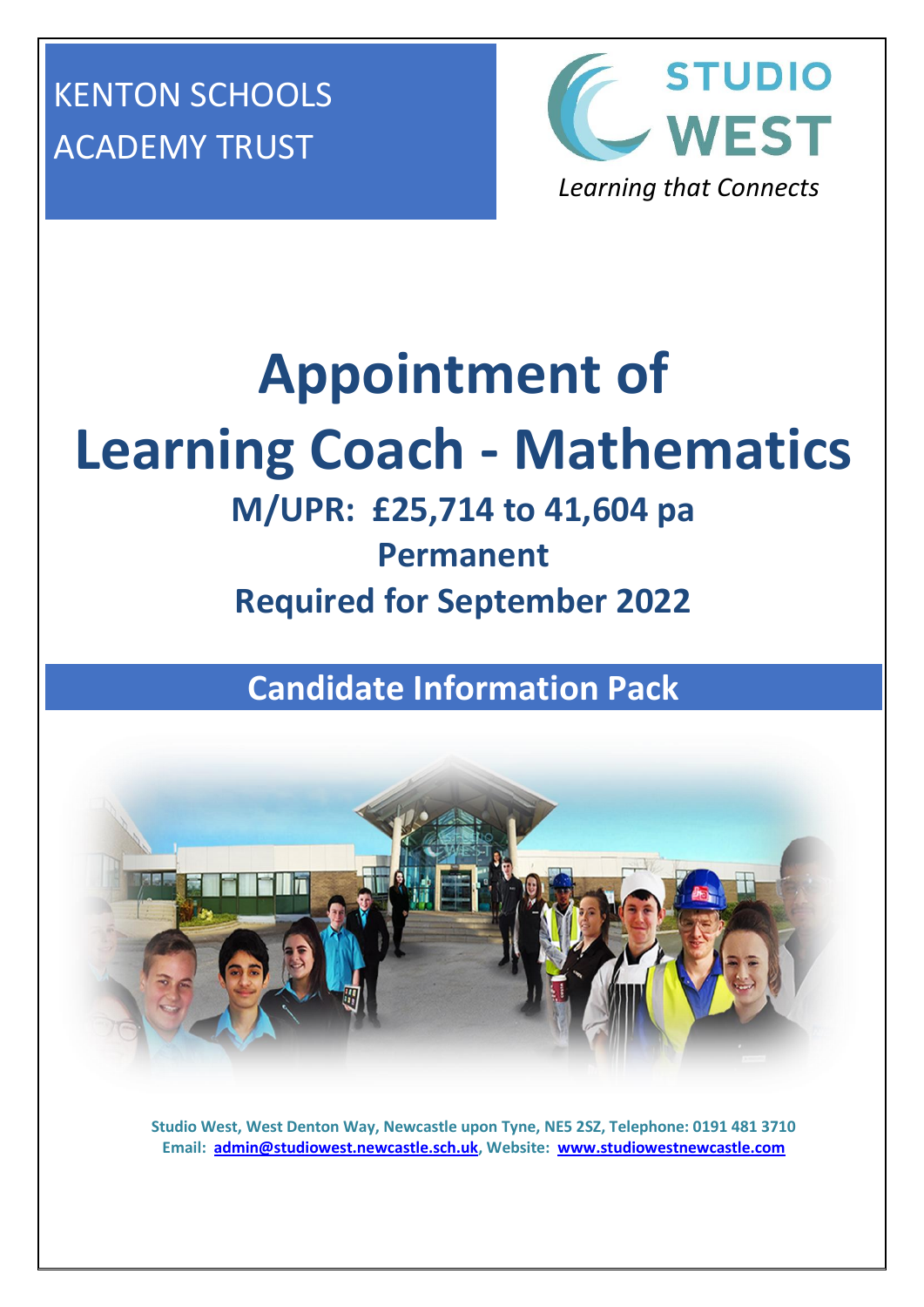KENTON SCHOOLS ACADEMY TRUST

STUDIO WEST

*Learning that Connects*

# Appointment of Learning Coach - Mathematics

## M/UPR: £25,714 to 41,604 pa

## Permanent

## Required for September 2022

## Candidate Information Pack

**Studio West, West Denton Way, Newcastle upon Tyne, NE5 2SZ, Telephone: 0191 481 3710**
**Email: admin@studiowest.newcastle.sch.uk, Website: www.studiowestnewcastle.com**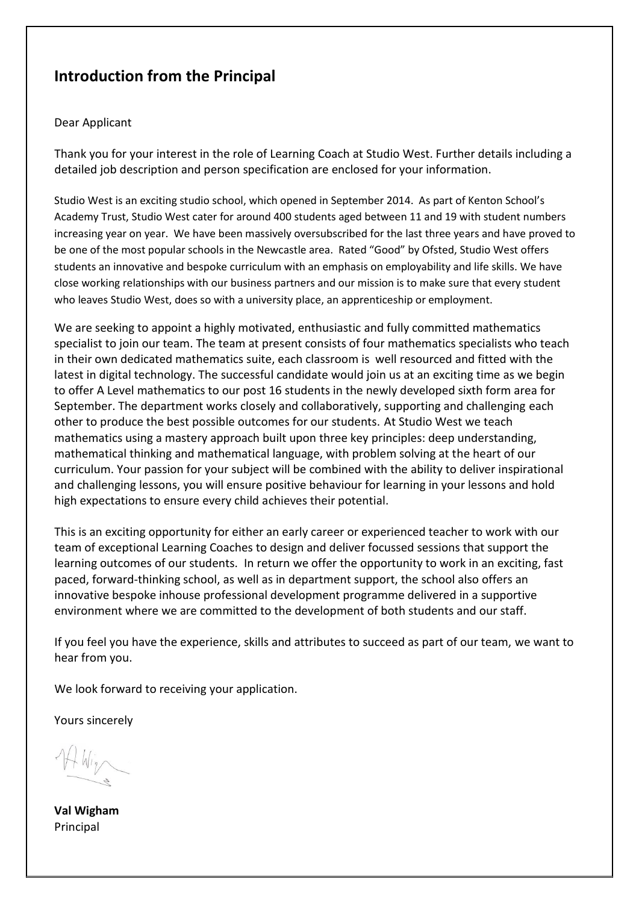## Introduction from the Principal

Dear Applicant

Thank you for your interest in the role of Learning Coach at Studio West. Further details including a detailed job description and person specification are enclosed for your information.

Studio West is an exciting studio school, which opened in September 2014. As part of Kenton School's Academy Trust, Studio West cater for around 400 students aged between 11 and 19 with student numbers increasing year on year. We have been massively oversubscribed for the last three years and have proved to be one of the most popular schools in the Newcastle area. Rated "Good" by Ofsted, Studio West offers students an innovative and bespoke curriculum with an emphasis on employability and life skills. We have close working relationships with our business partners and our mission is to make sure that every student who leaves Studio West, does so with a university place, an apprenticeship or employment.

We are seeking to appoint a highly motivated, enthusiastic and fully committed mathematics specialist to join our team. The team at present consists of four mathematics specialists who teach in their own dedicated mathematics suite, each classroom is well resourced and fitted with the latest in digital technology. The successful candidate would join us at an exciting time as we begin to offer A Level mathematics to our post 16 students in the newly developed sixth form area for September. The department works closely and collaboratively, supporting and challenging each other to produce the best possible outcomes for our students. At Studio West we teach mathematics using a mastery approach built upon three key principles: deep understanding, mathematical thinking and mathematical language, with problem solving at the heart of our curriculum. Your passion for your subject will be combined with the ability to deliver inspirational and challenging lessons, you will ensure positive behaviour for learning in your lessons and hold high expectations to ensure every child achieves their potential.

This is an exciting opportunity for either an early career or experienced teacher to work with our team of exceptional Learning Coaches to design and deliver focussed sessions that support the learning outcomes of our students. In return we offer the opportunity to work in an exciting, fast paced, forward-thinking school, as well as in department support, the school also offers an innovative bespoke inhouse professional development programme delivered in a supportive environment where we are committed to the development of both students and our staff.

If you feel you have the experience, skills and attributes to succeed as part of our team, we want to hear from you.

We look forward to receiving your application.

Yours sincerely

**Val Wigham**
Principal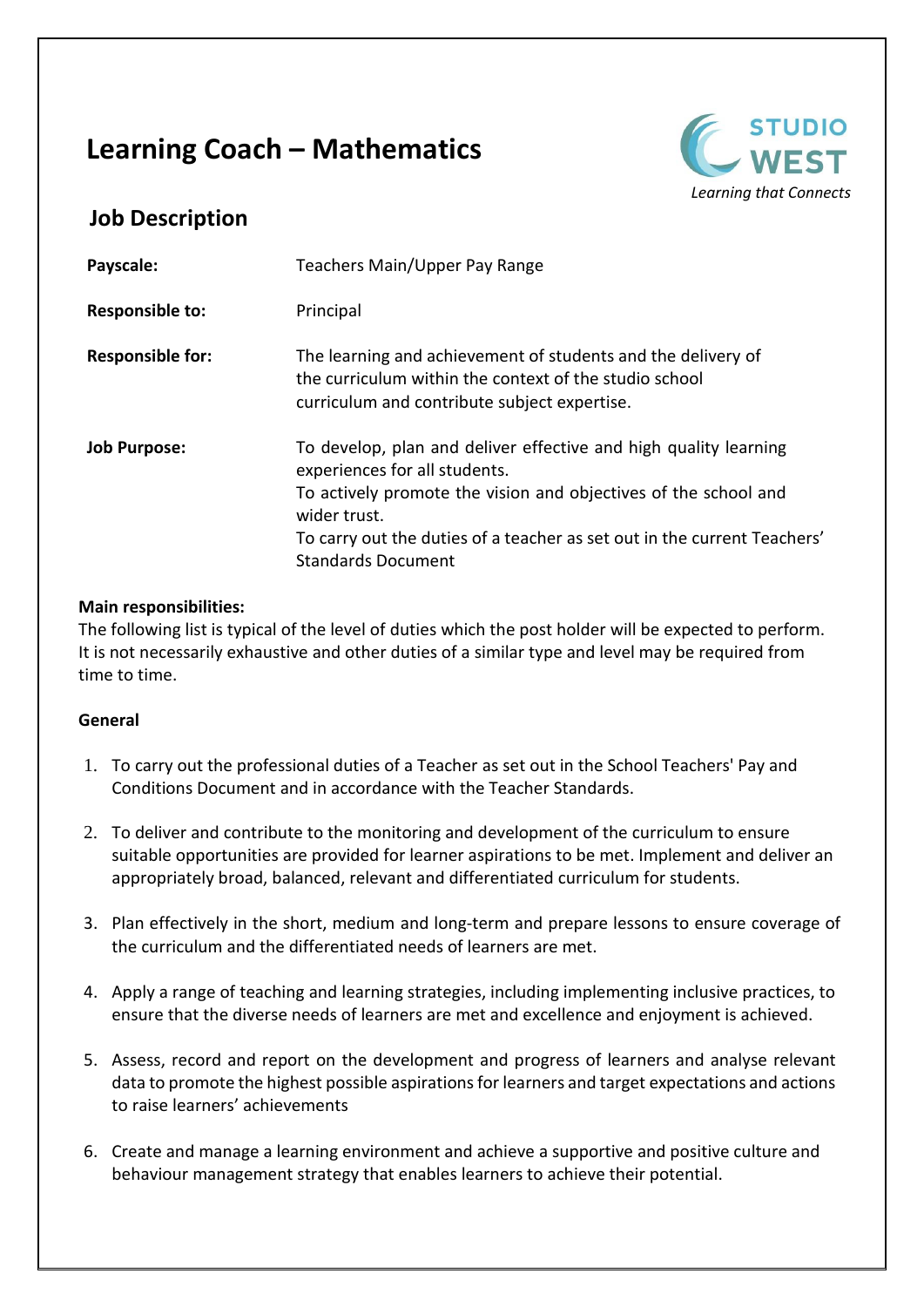# Learning Coach – Mathematics

STUDIO WEST

*Learning that Connects*

## Job Description

| | |
|---|---|
| **Payscale:** | Teachers Main/Upper Pay Range |
| **Responsible to:** | Principal |
| **Responsible for:** | The learning and achievement of students and the delivery of the curriculum within the context of the studio school curriculum and contribute subject expertise. |
| **Job Purpose:** | To develop, plan and deliver effective and high quality learning experiences for all students. To actively promote the vision and objectives of the school and wider trust. To carry out the duties of a teacher as set out in the current Teachers' Standards Document |

**Main responsibilities:**

The following list is typical of the level of duties which the post holder will be expected to perform. It is not necessarily exhaustive and other duties of a similar type and level may be required from time to time.

**General**

1. To carry out the professional duties of a Teacher as set out in the School Teachers' Pay and Conditions Document and in accordance with the Teacher Standards.
2. To deliver and contribute to the monitoring and development of the curriculum to ensure suitable opportunities are provided for learner aspirations to be met. Implement and deliver an appropriately broad, balanced, relevant and differentiated curriculum for students.
3. Plan effectively in the short, medium and long-term and prepare lessons to ensure coverage of the curriculum and the differentiated needs of learners are met.
4. Apply a range of teaching and learning strategies, including implementing inclusive practices, to ensure that the diverse needs of learners are met and excellence and enjoyment is achieved.
5. Assess, record and report on the development and progress of learners and analyse relevant data to promote the highest possible aspirations for learners and target expectations and actions to raise learners' achievements
6. Create and manage a learning environment and achieve a supportive and positive culture and behaviour management strategy that enables learners to achieve their potential.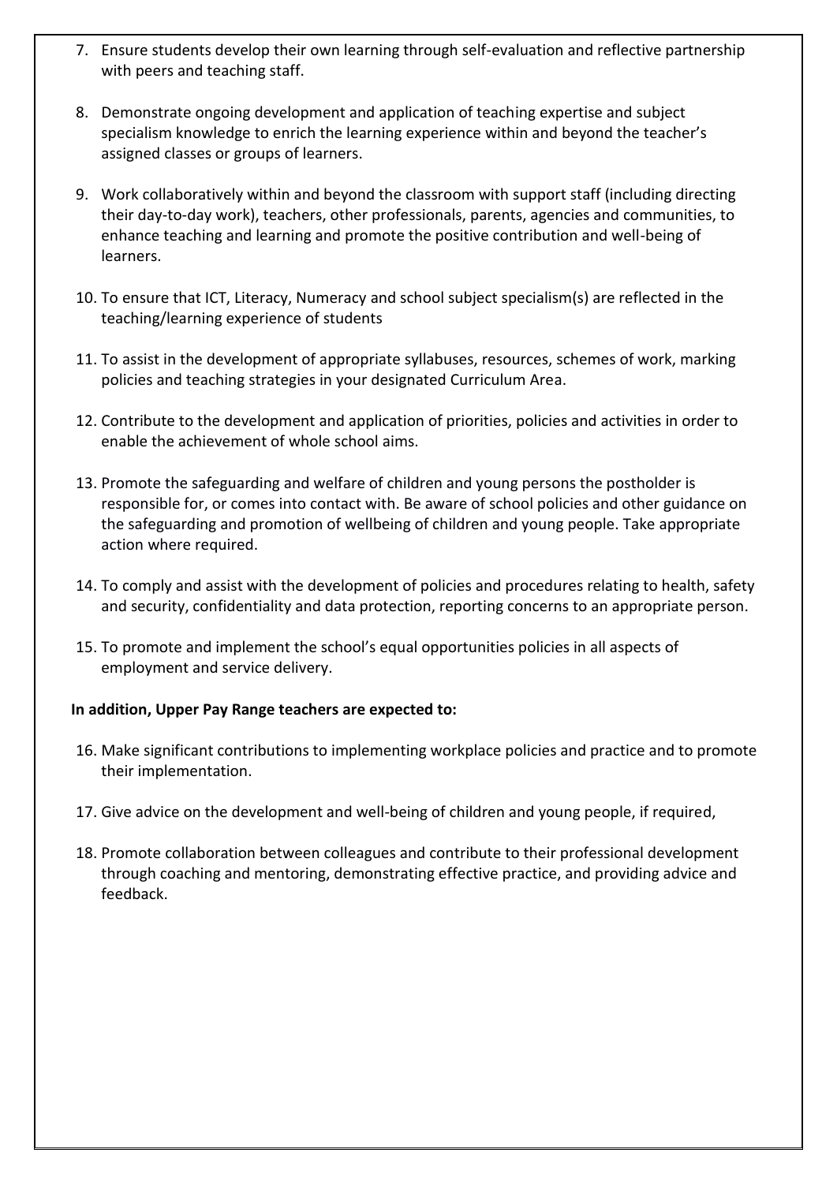7. Ensure students develop their own learning through self-evaluation and reflective partnership with peers and teaching staff.

8. Demonstrate ongoing development and application of teaching expertise and subject specialism knowledge to enrich the learning experience within and beyond the teacher's assigned classes or groups of learners.

9. Work collaboratively within and beyond the classroom with support staff (including directing their day-to-day work), teachers, other professionals, parents, agencies and communities, to enhance teaching and learning and promote the positive contribution and well-being of learners.

10. To ensure that ICT, Literacy, Numeracy and school subject specialism(s) are reflected in the teaching/learning experience of students

11. To assist in the development of appropriate syllabuses, resources, schemes of work, marking policies and teaching strategies in your designated Curriculum Area.

12. Contribute to the development and application of priorities, policies and activities in order to enable the achievement of whole school aims.

13. Promote the safeguarding and welfare of children and young persons the postholder is responsible for, or comes into contact with. Be aware of school policies and other guidance on the safeguarding and promotion of wellbeing of children and young people. Take appropriate action where required.

14. To comply and assist with the development of policies and procedures relating to health, safety and security, confidentiality and data protection, reporting concerns to an appropriate person.

15. To promote and implement the school's equal opportunities policies in all aspects of employment and service delivery.

**In addition, Upper Pay Range teachers are expected to:**

16. Make significant contributions to implementing workplace policies and practice and to promote their implementation.

17. Give advice on the development and well-being of children and young people, if required,

18. Promote collaboration between colleagues and contribute to their professional development through coaching and mentoring, demonstrating effective practice, and providing advice and feedback.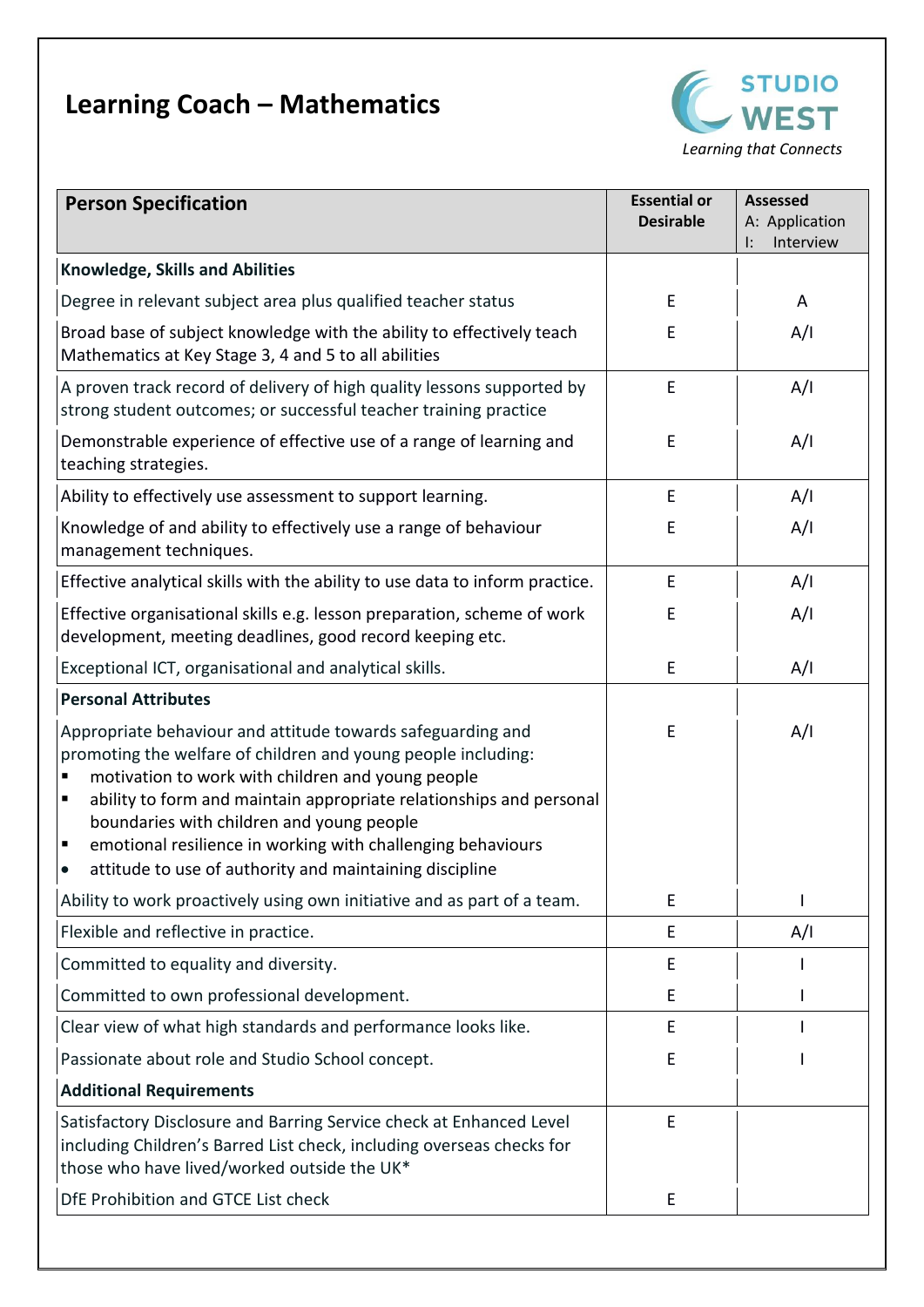# Learning Coach – Mathematics

STUDIO WEST
*Learning that Connects*

| Person Specification | Essential or Desirable | Assessed A: Application I: Interview |
|---|---|---|
| **Knowledge, Skills and Abilities** | | |
| Degree in relevant subject area plus qualified teacher status | E | A |
| Broad base of subject knowledge with the ability to effectively teach Mathematics at Key Stage 3, 4 and 5 to all abilities | E | A/I |
| A proven track record of delivery of high quality lessons supported by strong student outcomes; or successful teacher training practice | E | A/I |
| Demonstrable experience of effective use of a range of learning and teaching strategies. | E | A/I |
| Ability to effectively use assessment to support learning. | E | A/I |
| Knowledge of and ability to effectively use a range of behaviour management techniques. | E | A/I |
| Effective analytical skills with the ability to use data to inform practice. | E | A/I |
| Effective organisational skills e.g. lesson preparation, scheme of work development, meeting deadlines, good record keeping etc. | E | A/I |
| Exceptional ICT, organisational and analytical skills. | E | A/I |
| **Personal Attributes** | | |
| Appropriate behaviour and attitude towards safeguarding and promoting the welfare of children and young people including: ▪ motivation to work with children and young people ▪ ability to form and maintain appropriate relationships and personal boundaries with children and young people ▪ emotional resilience in working with challenging behaviours • attitude to use of authority and maintaining discipline | E | A/I |
| Ability to work proactively using own initiative and as part of a team. | E | I |
| Flexible and reflective in practice. | E | A/I |
| Committed to equality and diversity. | E | I |
| Committed to own professional development. | E | I |
| Clear view of what high standards and performance looks like. | E | I |
| Passionate about role and Studio School concept. | E | I |
| **Additional Requirements** | | |
| Satisfactory Disclosure and Barring Service check at Enhanced Level including Children's Barred List check, including overseas checks for those who have lived/worked outside the UK* | E | |
| DfE Prohibition and GTCE List check | E | |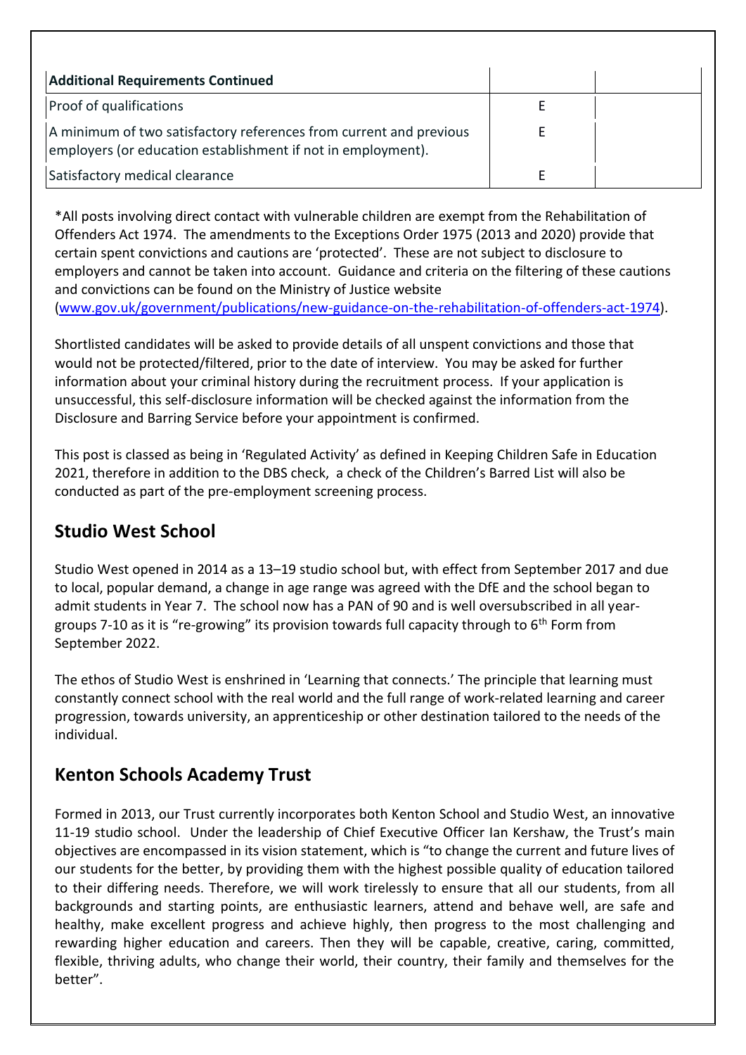| Additional Requirements Continued | | |
|---|---|---|
| Proof of qualifications | E | |
| A minimum of two satisfactory references from current and previous employers (or education establishment if not in employment). | E | |
| Satisfactory medical clearance | E | |

*All posts involving direct contact with vulnerable children are exempt from the Rehabilitation of Offenders Act 1974. The amendments to the Exceptions Order 1975 (2013 and 2020) provide that certain spent convictions and cautions are 'protected'. These are not subject to disclosure to employers and cannot be taken into account. Guidance and criteria on the filtering of these cautions and convictions can be found on the Ministry of Justice website (www.gov.uk/government/publications/new-guidance-on-the-rehabilitation-of-offenders-act-1974).

Shortlisted candidates will be asked to provide details of all unspent convictions and those that would not be protected/filtered, prior to the date of interview. You may be asked for further information about your criminal history during the recruitment process. If your application is unsuccessful, this self-disclosure information will be checked against the information from the Disclosure and Barring Service before your appointment is confirmed.

This post is classed as being in 'Regulated Activity' as defined in Keeping Children Safe in Education 2021, therefore in addition to the DBS check, a check of the Children's Barred List will also be conducted as part of the pre-employment screening process.

## Studio West School

Studio West opened in 2014 as a 13–19 studio school but, with effect from September 2017 and due to local, popular demand, a change in age range was agreed with the DfE and the school began to admit students in Year 7. The school now has a PAN of 90 and is well oversubscribed in all year-groups 7-10 as it is "re-growing" its provision towards full capacity through to 6th Form from September 2022.

The ethos of Studio West is enshrined in 'Learning that connects.' The principle that learning must constantly connect school with the real world and the full range of work-related learning and career progression, towards university, an apprenticeship or other destination tailored to the needs of the individual.

## Kenton Schools Academy Trust

Formed in 2013, our Trust currently incorporates both Kenton School and Studio West, an innovative 11-19 studio school. Under the leadership of Chief Executive Officer Ian Kershaw, the Trust's main objectives are encompassed in its vision statement, which is "to change the current and future lives of our students for the better, by providing them with the highest possible quality of education tailored to their differing needs. Therefore, we will work tirelessly to ensure that all our students, from all backgrounds and starting points, are enthusiastic learners, attend and behave well, are safe and healthy, make excellent progress and achieve highly, then progress to the most challenging and rewarding higher education and careers. Then they will be capable, creative, caring, committed, flexible, thriving adults, who change their world, their country, their family and themselves for the better".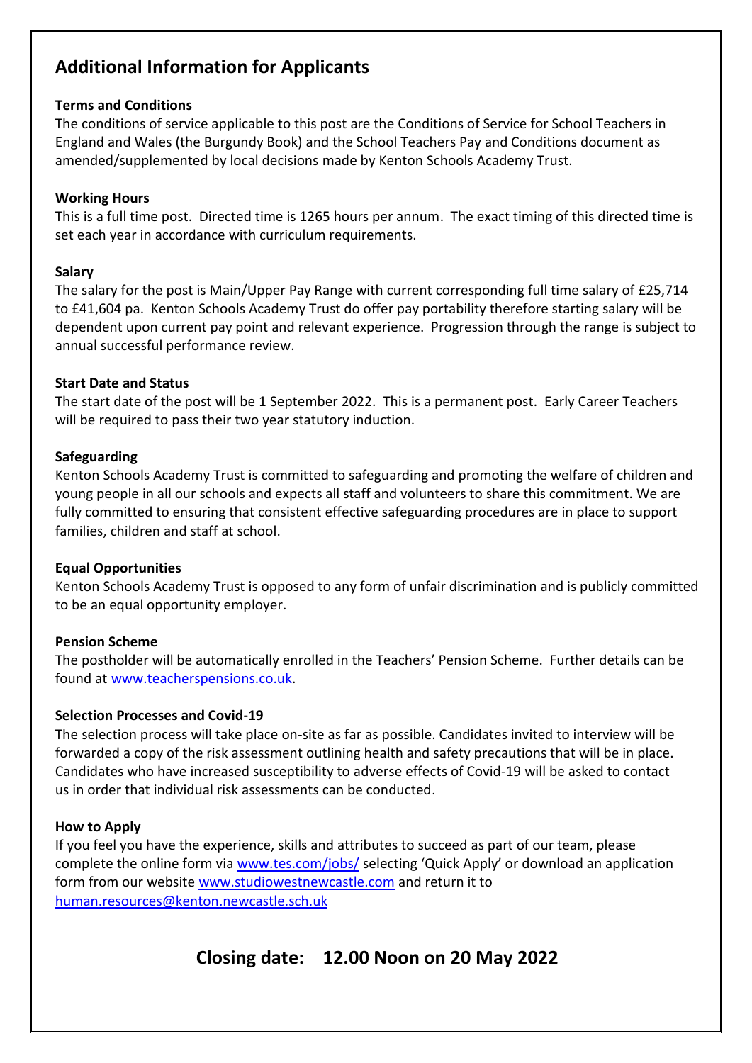## Additional Information for Applicants

**Terms and Conditions**

The conditions of service applicable to this post are the Conditions of Service for School Teachers in England and Wales (the Burgundy Book) and the School Teachers Pay and Conditions document as amended/supplemented by local decisions made by Kenton Schools Academy Trust.

**Working Hours**

This is a full time post. Directed time is 1265 hours per annum. The exact timing of this directed time is set each year in accordance with curriculum requirements.

**Salary**

The salary for the post is Main/Upper Pay Range with current corresponding full time salary of £25,714 to £41,604 pa. Kenton Schools Academy Trust do offer pay portability therefore starting salary will be dependent upon current pay point and relevant experience. Progression through the range is subject to annual successful performance review.

**Start Date and Status**

The start date of the post will be 1 September 2022. This is a permanent post. Early Career Teachers will be required to pass their two year statutory induction.

**Safeguarding**

Kenton Schools Academy Trust is committed to safeguarding and promoting the welfare of children and young people in all our schools and expects all staff and volunteers to share this commitment. We are fully committed to ensuring that consistent effective safeguarding procedures are in place to support families, children and staff at school.

**Equal Opportunities**

Kenton Schools Academy Trust is opposed to any form of unfair discrimination and is publicly committed to be an equal opportunity employer.

**Pension Scheme**

The postholder will be automatically enrolled in the Teachers' Pension Scheme. Further details can be found at www.teacherspensions.co.uk.

**Selection Processes and Covid-19**

The selection process will take place on-site as far as possible. Candidates invited to interview will be forwarded a copy of the risk assessment outlining health and safety precautions that will be in place. Candidates who have increased susceptibility to adverse effects of Covid-19 will be asked to contact us in order that individual risk assessments can be conducted.

**How to Apply**

If you feel you have the experience, skills and attributes to succeed as part of our team, please complete the online form via www.tes.com/jobs/ selecting 'Quick Apply' or download an application form from our website www.studiowestnewcastle.com and return it to human.resources@kenton.newcastle.sch.uk

## Closing date: 12.00 Noon on 20 May 2022